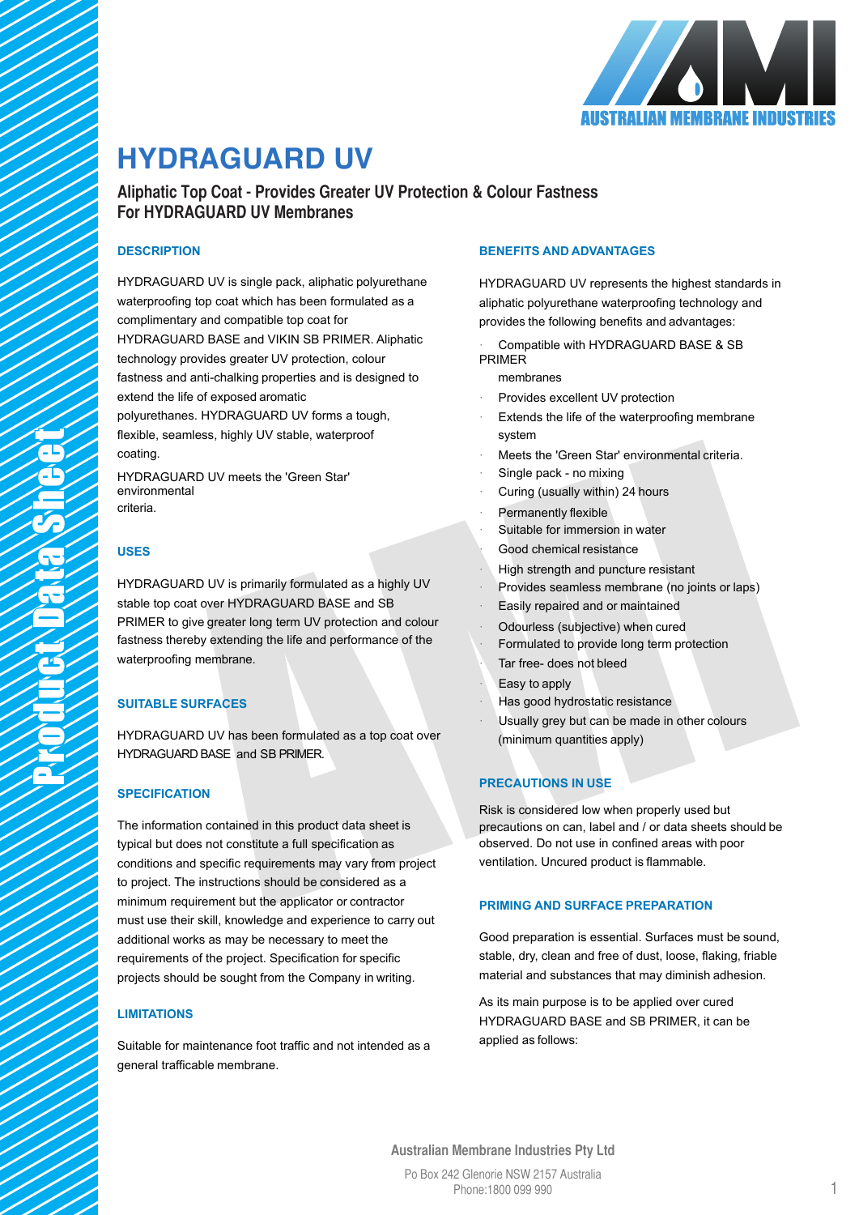# HYDRAGUARD UV

## Aliphatic Top Coat - Provides Greater UV Protection & Colour Fastness For HYDRAGUARD UV Membranes

### DESCRIPTION

HYDRAGUARD UV is single pack, aliphatic polyurethane waterproofing top coat which has been formulated as a complimentary and compatible top coat for HYDRAGUARD BASE and VIKIN SB PRIMER. Aliphatic technology provides greater UV protection, colour fastness and anti-chalking properties and is designed to extend the life of exposed aromatic polyurethanes. HYDRAGUARD UV forms a tough, flexible, seamless, highly UV stable, waterproof coating.

HYDRAGUARD UV meets the 'Green Star' environmental criteria.

### USES

HYDRAGUARD UV is primarily formulated as a highly UV stable top coat over HYDRAGUARD BASE and SB PRIMER to give greater long term UV protection and colour fastness thereby extending the life and performance of the waterproofing membrane.

### SUITABLE SURFACES

HYDRAGUARD UV has been formulated as a top coat over HYDRAGUARD BASE and SB PRIMER.

### SPECIFICATION

The information contained in this product data sheet is typical but does not constitute a full specification as conditions and specific requirements may vary from project to project. The instructions should be considered as a minimum requirement but the applicator or contractor must use their skill, knowledge and experience to carry out additional works as may be necessary to meet the requirements of the project. Specification for specific projects should be sought from the Company in writing.

### LIMITATIONS

Suitable for maintenance foot traffic and not intended as a general trafficable membrane.

### BENEFITS AND ADVANTAGES

HYDRAGUARD UV represents the highest standards in aliphatic polyurethane waterproofing technology and provides the following benefits and advantages:

- Compatible with HYDRAGUARD BASE & SB PRIMER membranes
- Provides excellent UV protection
- Extends the life of the waterproofing membrane system
- Meets the 'Green Star' environmental criteria.
- Single pack - no mixing
- Curing (usually within) 24 hours
- Permanently flexible
- Suitable for immersion in water
- Good chemical resistance
- High strength and puncture resistant
- Provides seamless membrane (no joints or laps)
- Easily repaired and or maintained
- Odourless (subjective) when cured
- Formulated to provide long term protection
- Tar free- does not bleed
- Easy to apply
- Has good hydrostatic resistance
- Usually grey but can be made in other colours (minimum quantities apply)

### PRECAUTIONS IN USE

Risk is considered low when properly used but precautions on can, label and / or data sheets should be observed. Do not use in confined areas with poor ventilation. Uncured product is flammable.

### PRIMING AND SURFACE PREPARATION

Good preparation is essential. Surfaces must be sound, stable, dry, clean and free of dust, loose, flaking, friable material and substances that may diminish adhesion.

As its main purpose is to be applied over cured HYDRAGUARD BASE and SB PRIMER, it can be applied as follows:

Australian Membrane Industries Pty Ltd

Po Box 242 Glenorie NSW 2157 Australia
Phone:1800 099 990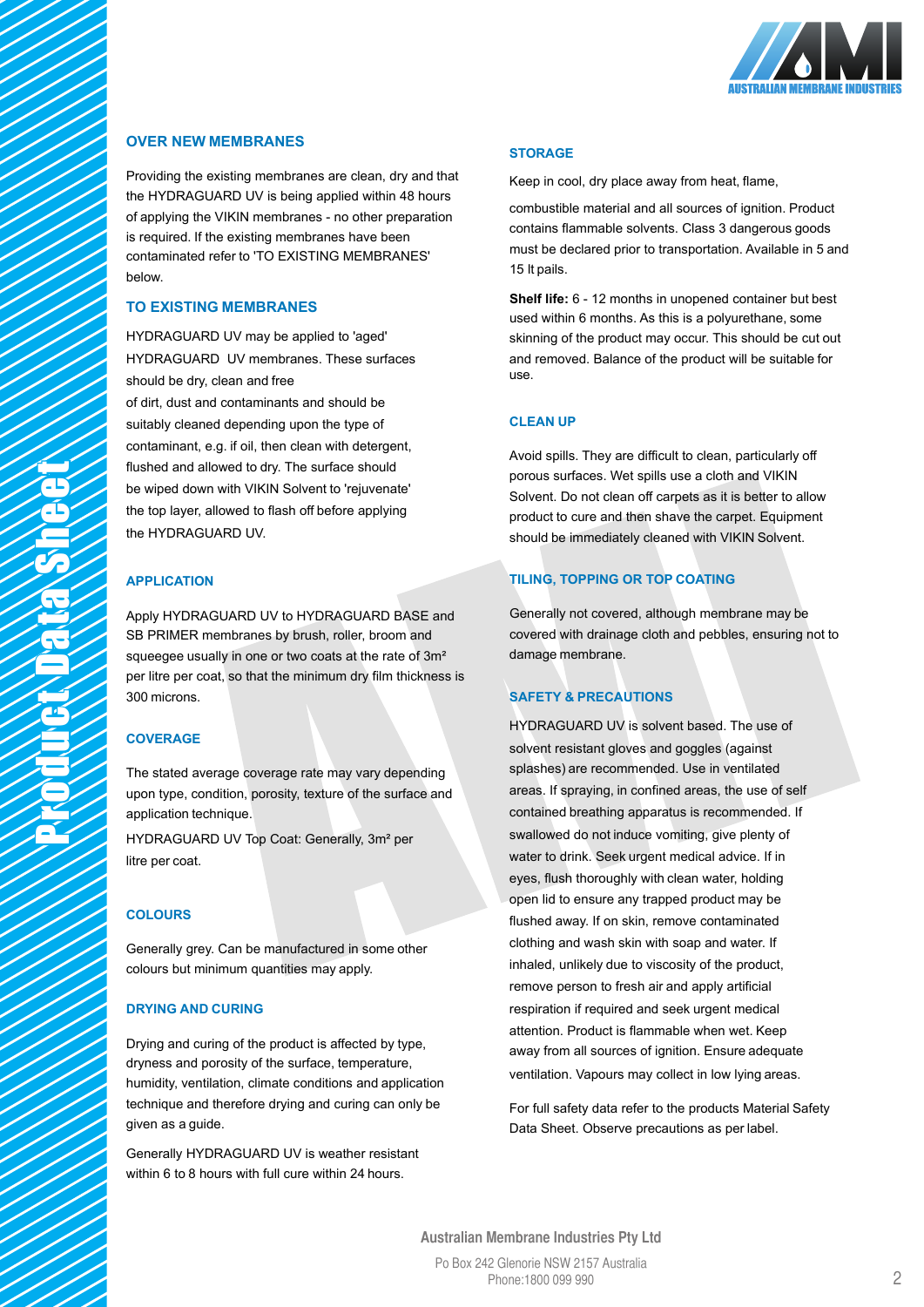## OVER NEW MEMBRANES

Providing the existing membranes are clean, dry and that the HYDRAGUARD UV is being applied within 48 hours of applying the VIKIN membranes - no other preparation is required. If the existing membranes have been contaminated refer to 'TO EXISTING MEMBRANES' below.

## TO EXISTING MEMBRANES

HYDRAGUARD UV may be applied to 'aged' HYDRAGUARD UV membranes. These surfaces should be dry, clean and free of dirt, dust and contaminants and should be suitably cleaned depending upon the type of contaminant, e.g. if oil, then clean with detergent, flushed and allowed to dry. The surface should be wiped down with VIKIN Solvent to 'rejuvenate' the top layer, allowed to flash off before applying the HYDRAGUARD UV.

## APPLICATION

Apply HYDRAGUARD UV to HYDRAGUARD BASE and SB PRIMER membranes by brush, roller, broom and squeegee usually in one or two coats at the rate of 3m² per litre per coat, so that the minimum dry film thickness is 300 microns.

## COVERAGE

The stated average coverage rate may vary depending upon type, condition, porosity, texture of the surface and application technique.

HYDRAGUARD UV Top Coat: Generally, 3m² per litre per coat.

## COLOURS

Generally grey. Can be manufactured in some other colours but minimum quantities may apply.

## DRYING AND CURING

Drying and curing of the product is affected by type, dryness and porosity of the surface, temperature, humidity, ventilation, climate conditions and application technique and therefore drying and curing can only be given as a guide.

Generally HYDRAGUARD UV is weather resistant within 6 to 8 hours with full cure within 24 hours.

## STORAGE

Keep in cool, dry place away from heat, flame,

combustible material and all sources of ignition. Product contains flammable solvents. Class 3 dangerous goods must be declared prior to transportation. Available in 5 and 15 lt pails.

**Shelf life:** 6 - 12 months in unopened container but best used within 6 months. As this is a polyurethane, some skinning of the product may occur. This should be cut out and removed. Balance of the product will be suitable for use.

## CLEAN UP

Avoid spills. They are difficult to clean, particularly off porous surfaces. Wet spills use a cloth and VIKIN Solvent. Do not clean off carpets as it is better to allow product to cure and then shave the carpet. Equipment should be immediately cleaned with VIKIN Solvent.

## TILING, TOPPING OR TOP COATING

Generally not covered, although membrane may be covered with drainage cloth and pebbles, ensuring not to damage membrane.

## SAFETY & PRECAUTIONS

HYDRAGUARD UV is solvent based. The use of solvent resistant gloves and goggles (against splashes) are recommended. Use in ventilated areas. If spraying, in confined areas, the use of self contained breathing apparatus is recommended. If swallowed do not induce vomiting, give plenty of water to drink. Seek urgent medical advice. If in eyes, flush thoroughly with clean water, holding open lid to ensure any trapped product may be flushed away. If on skin, remove contaminated clothing and wash skin with soap and water. If inhaled, unlikely due to viscosity of the product, remove person to fresh air and apply artificial respiration if required and seek urgent medical attention. Product is flammable when wet. Keep away from all sources of ignition. Ensure adequate ventilation. Vapours may collect in low lying areas.

For full safety data refer to the products Material Safety Data Sheet. Observe precautions as per label.

**Australian Membrane Industries Pty Ltd**

Po Box 242 Glenorie NSW 2157 Australia
Phone:1800 099 990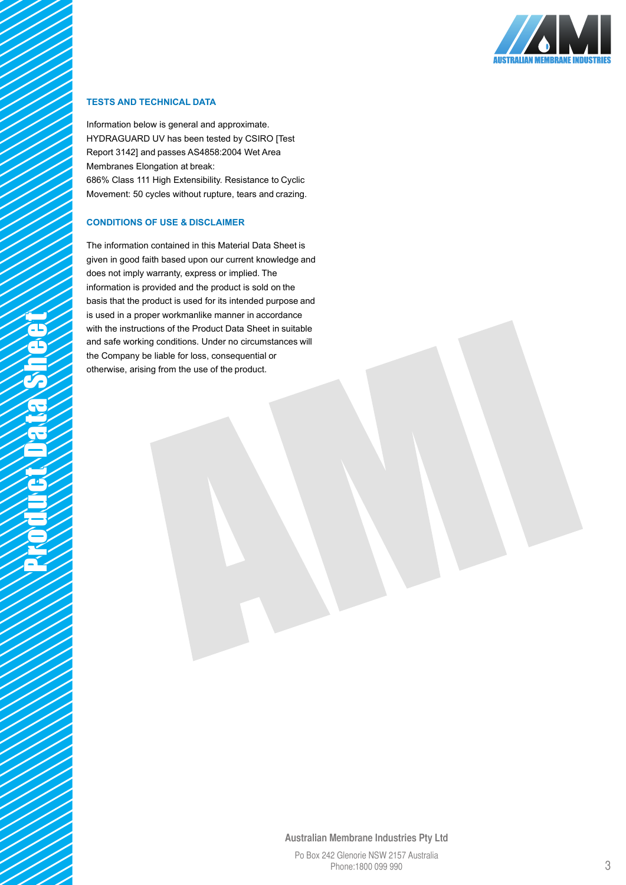## TESTS AND TECHNICAL DATA

Information below is general and approximate.
HYDRAGUARD UV has been tested by CSIRO [Test Report 3142] and passes AS4858:2004 Wet Area Membranes Elongation at break:
686% Class 111 High Extensibility. Resistance to Cyclic Movement: 50 cycles without rupture, tears and crazing.

## CONDITIONS OF USE & DISCLAIMER

The information contained in this Material Data Sheet is given in good faith based upon our current knowledge and does not imply warranty, express or implied. The information is provided and the product is sold on the basis that the product is used for its intended purpose and is used in a proper workmanlike manner in accordance with the instructions of the Product Data Sheet in suitable and safe working conditions. Under no circumstances will the Company be liable for loss, consequential or otherwise, arising from the use of the product.

**Australian Membrane Industries Pty Ltd**

Po Box 242 Glenorie NSW 2157 Australia
Phone:1800 099 990